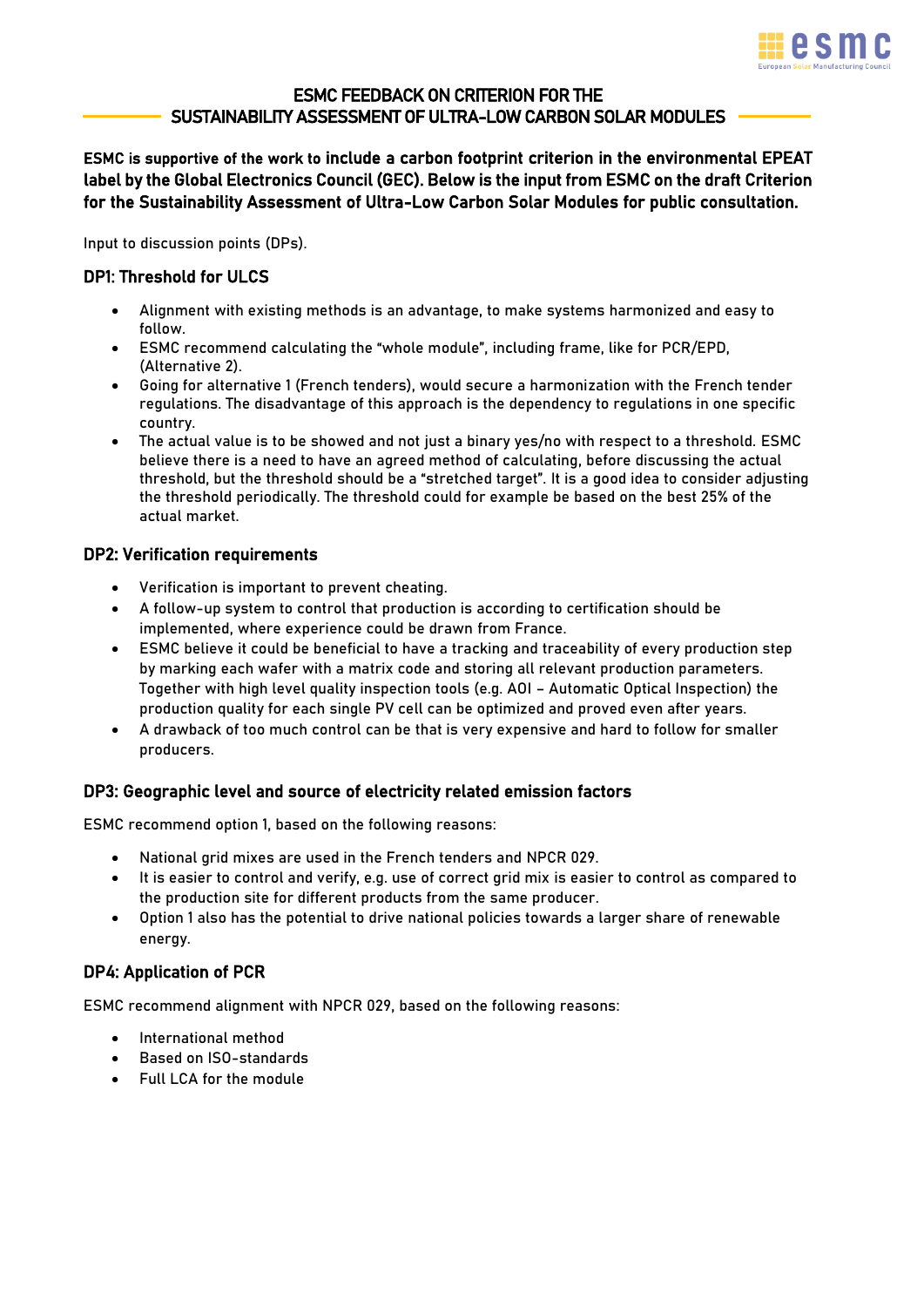# ESMC FEEDBACK ON CRITERION FOR THE SUSTAINABILITY ASSESSMENT OF ULTRA-LOW CARBON SOLAR MODULES

**ESMC is supportive of the work to include a carbon footprint criterion in the environmental EPEAT label by the Global Electronics Council (GEC). Below is the input from ESMC on the draft Criterion for the Sustainability Assessment of Ultra-Low Carbon Solar Modules for public consultation.**

Input to discussion points (DPs).

### DP1: Threshold for ULCS

- Alignment with existing methods is an advantage, to make systems harmonized and easy to follow.
- ESMC recommend calculating the "whole module", including frame, like for PCR/EPD, (Alternative 2).
- Going for alternative 1 (French tenders), would secure a harmonization with the French tender regulations. The disadvantage of this approach is the dependency to regulations in one specific country.
- The actual value is to be showed and not just a binary yes/no with respect to a threshold. ESMC believe there is a need to have an agreed method of calculating, before discussing the actual threshold, but the threshold should be a "stretched target". It is a good idea to consider adjusting the threshold periodically. The threshold could for example be based on the best 25% of the actual market.

### DP2: Verification requirements

- Verification is important to prevent cheating.
- A follow-up system to control that production is according to certification should be implemented, where experience could be drawn from France.
- ESMC believe it could be beneficial to have a tracking and traceability of every production step by marking each wafer with a matrix code and storing all relevant production parameters. Together with high level quality inspection tools (e.g. AOI – Automatic Optical Inspection) the production quality for each single PV cell can be optimized and proved even after years.
- A drawback of too much control can be that is very expensive and hard to follow for smaller producers.

### DP3: Geographic level and source of electricity related emission factors

ESMC recommend option 1, based on the following reasons:

- National grid mixes are used in the French tenders and NPCR 029.
- It is easier to control and verify, e.g. use of correct grid mix is easier to control as compared to the production site for different products from the same producer.
- Option 1 also has the potential to drive national policies towards a larger share of renewable energy.

### DP4: Application of PCR

ESMC recommend alignment with NPCR 029, based on the following reasons:

- International method
- Based on ISO-standards
- Full LCA for the module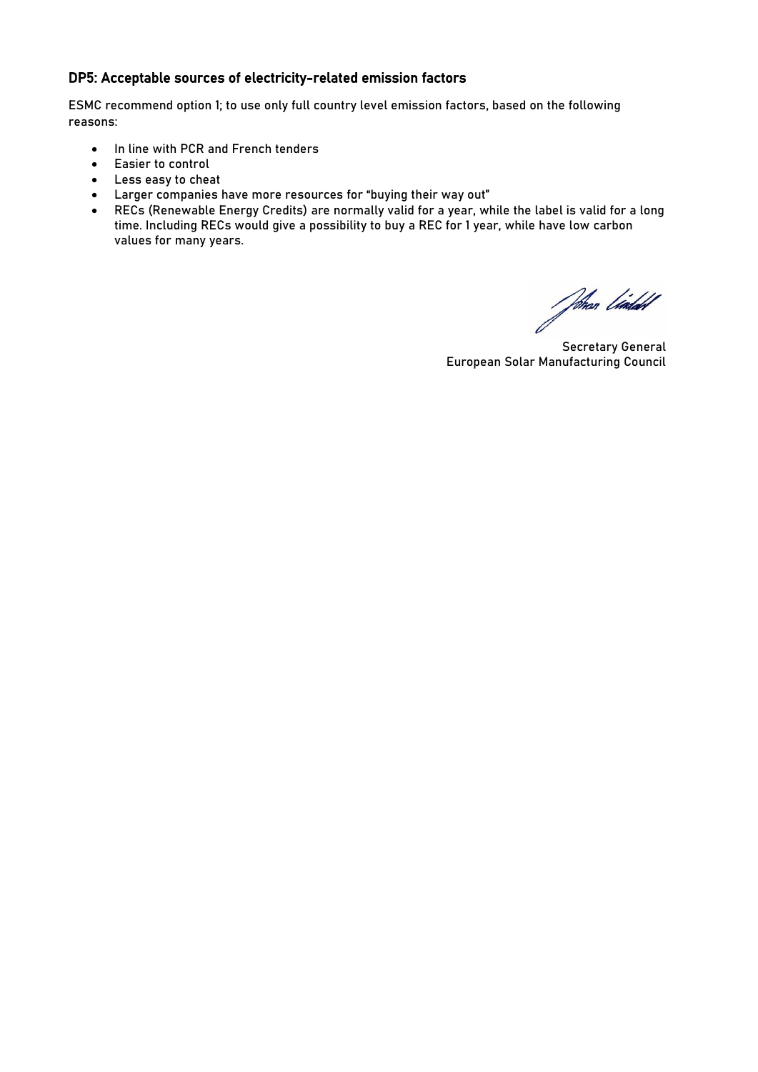### DP5: Acceptable sources of electricity-related emission factors

ESMC recommend option 1; to use only full country level emission factors, based on the following reasons:

- In line with PCR and French tenders
- Easier to control
- Less easy to cheat
- Larger companies have more resources for "buying their way out"
- RECs (Renewable Energy Credits) are normally valid for a year, while the label is valid for a long time. Including RECs would give a possibility to buy a REC for 1 year, while have low carbon values for many years.

Johan Lindahl

Secretary General
European Solar Manufacturing Council